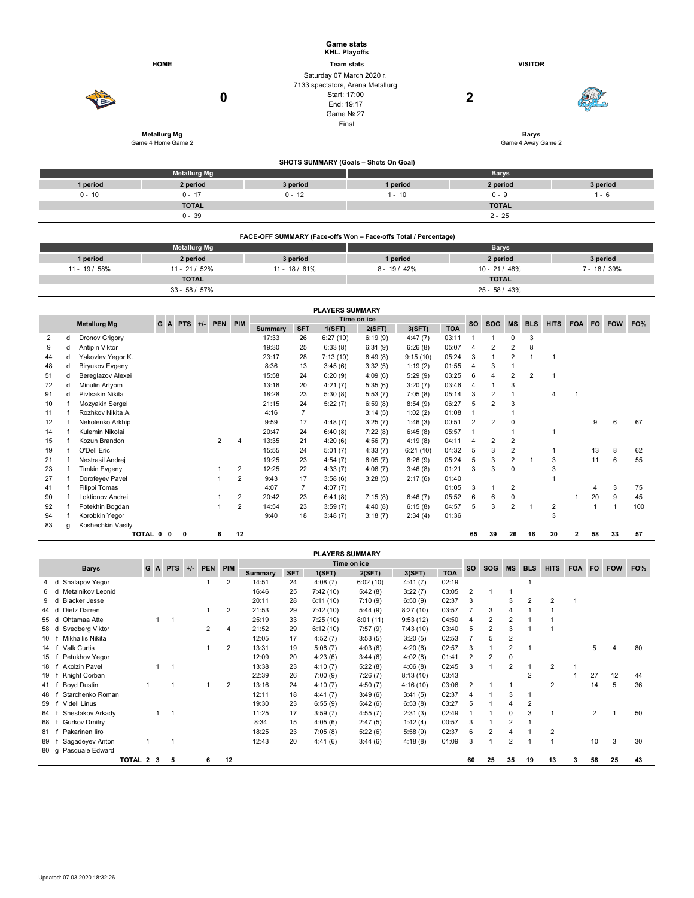# Game stats

**KHL. Playoffs**

| HOME | Team stats | VISITOR |
|---|---|---|
| **Metallurg Mg** | Saturday 07 March 2020 г. | **Barys** |
| Game 4 Home Game 2 | 7133 spectators, Arena Metallurg | Game 4 Away Game 2 |
| **0** | Start: 17:00 | **2** |
| | End: 19:17 | |
| | Game № 27 | |
| | Final | |

## SHOTS SUMMARY (Goals – Shots On Goal)

| Metallurg Mg | | | Barys | | |
|---|---|---|---|---|---|
| 1 period | 2 period | 3 period | 1 period | 2 period | 3 period |
| 0 - 10 | 0 - 17 | 0 - 12 | 1 - 10 | 0 - 9 | 1 - 6 |
| TOTAL | | | TOTAL | | |
| 0 - 39 | | | 2 - 25 | | |

## FACE-OFF SUMMARY (Face-offs Won – Face-offs Total / Percentage)

| Metallurg Mg | | | Barys | | |
|---|---|---|---|---|---|
| 1 period | 2 period | 3 period | 1 period | 2 period | 3 period |
| 11 - 19 / 58% | 11 - 21 / 52% | 11 - 18 / 61% | 8 - 19 / 42% | 10 - 21 / 48% | 7 - 18 / 39% |
| TOTAL | | | TOTAL | | |
| 33 - 58 / 57% | | | 25 - 58 / 43% | | |

## PLAYERS SUMMARY

| # | | Metallurg Mg | G | A | PTS | +/- | PEN | PIM | Time on ice: Summary | SFT | 1(SFT) | 2(SFT) | 3(SFT) | TOA | SO | SOG | MS | BLS | HITS | FOA | FO | FOW | FO% |
|---|---|---|---|---|---|---|---|---|---|---|---|---|---|---|---|---|---|---|---|---|---|---|---|
| 2 | d | Dronov Grigory | | | | | | | 17:33 | 26 | 6:27 (10) | 6:19 (9) | 4:47 (7) | 03:11 | 1 | 1 | 0 | 3 | | | | | |
| 9 | d | Antipin Viktor | | | | | | | 19:30 | 25 | 6:33 (8) | 6:31 (9) | 6:26 (8) | 05:07 | 4 | 2 | 2 | 8 | | | | | |
| 44 | d | Yakovlev Yegor K. | | | | | | | 23:17 | 28 | 7:13 (10) | 6:49 (8) | 9:15 (10) | 05:24 | 3 | 1 | 2 | 1 | 1 | | | | |
| 48 | d | Biryukov Evgeny | | | | | | | 8:36 | 13 | 3:45 (6) | 3:32 (5) | 1:19 (2) | 01:55 | 4 | 3 | 1 | | | | | | |
| 51 | d | Bereglazov Alexei | | | | | | | 15:58 | 24 | 6:20 (9) | 4:09 (6) | 5:29 (9) | 03:25 | 6 | 4 | 2 | 2 | 1 | | | | |
| 72 | d | Minulin Artyom | | | | | | | 13:16 | 20 | 4:21 (7) | 5:35 (6) | 3:20 (7) | 03:46 | 4 | 1 | 3 | | | | | | |
| 91 | d | Pivtsakin Nikita | | | | | | | 18:28 | 23 | 5:30 (8) | 5:53 (7) | 7:05 (8) | 05:14 | 3 | 2 | 1 | | 4 | 1 | | | |
| 10 | f | Mozyakin Sergei | | | | | | | 21:15 | 24 | 5:22 (7) | 6:59 (8) | 8:54 (9) | 06:27 | 5 | 2 | 3 | | | | | | |
| 11 | f | Rozhkov Nikita A. | | | | | | | 4:16 | 7 | | 3:14 (5) | 1:02 (2) | 01:08 | 1 | | 1 | | | | | | |
| 12 | f | Nekolenko Arkhip | | | | | | | 9:59 | 17 | 4:48 (7) | 3:25 (7) | 1:46 (3) | 00:51 | 2 | 2 | 0 | | | | 9 | 6 | 67 |
| 14 | f | Kulemin Nikolai | | | | | | | 20:47 | 24 | 6:40 (8) | 7:22 (8) | 6:45 (8) | 05:57 | 1 | | 1 | | 1 | | | | |
| 15 | f | Kozun Brandon | | | | | 2 | 4 | 13:35 | 21 | 4:20 (6) | 4:56 (7) | 4:19 (8) | 04:11 | 4 | 2 | 2 | | | | | | |
| 19 | f | O'Dell Eric | | | | | | | 15:55 | 24 | 5:01 (7) | 4:33 (7) | 6:21 (10) | 04:32 | 5 | 3 | 2 | | 1 | | 13 | 8 | 62 |
| 21 | f | Nestrasil Andrej | | | | | | | 19:25 | 23 | 4:54 (7) | 6:05 (7) | 8:26 (9) | 05:24 | 5 | 3 | 2 | 1 | 3 | | 11 | 6 | 55 |
| 23 | f | Timkin Evgeny | | | | | 1 | 2 | 12:25 | 22 | 4:33 (7) | 4:06 (7) | 3:46 (8) | 01:21 | 3 | 3 | 0 | | 3 | | | | |
| 27 | f | Dorofeyev Pavel | | | | | 1 | 2 | 9:43 | 17 | 3:58 (6) | 3:28 (5) | 2:17 (6) | 01:40 | | | | | 1 | | | | |
| 41 | f | Filippi Tomas | | | | | | | 4:07 | 7 | 4:07 (7) | | | 01:05 | 3 | 1 | 2 | | | | 4 | 3 | 75 |
| 90 | f | Loktionov Andrei | | | | | 1 | 2 | 20:42 | 23 | 6:41 (8) | 7:15 (8) | 6:46 (7) | 05:52 | 6 | 6 | 0 | | | 1 | 20 | 9 | 45 |
| 92 | f | Potekhin Bogdan | | | | | 1 | 2 | 14:54 | 23 | 3:59 (7) | 4:40 (8) | 6:15 (8) | 04:57 | 5 | 3 | 2 | 1 | 2 | | 1 | 1 | 100 |
| 94 | f | Korobkin Yegor | | | | | | | 9:40 | 18 | 3:48 (7) | 3:18 (7) | 2:34 (4) | 01:36 | | | | | 3 | | | | |
| 83 | g | Koshechkin Vasily | | | | | | | | | | | | | | | | | | | | | |
| | | TOTAL | 0 | 0 | 0 | | 6 | 12 | | | | | | | 65 | 39 | 26 | 16 | 20 | 2 | 58 | 33 | 57 |

## PLAYERS SUMMARY

| # | | Barys | G | A | PTS | +/- | PEN | PIM | Time on ice: Summary | SFT | 1(SFT) | 2(SFT) | 3(SFT) | TOA | SO | SOG | MS | BLS | HITS | FOA | FO | FOW | FO% |
|---|---|---|---|---|---|---|---|---|---|---|---|---|---|---|---|---|---|---|---|---|---|---|---|
| 4 | d | Shalapov Yegor | | | | | 1 | 2 | 14:51 | 24 | 4:08 (7) | 6:02 (10) | 4:41 (7) | 02:19 | | | | 1 | | | | | |
| 6 | d | Metalnikov Leonid | | | | | | | 16:46 | 25 | 7:42 (10) | 5:42 (8) | 3:22 (7) | 03:05 | 2 | 1 | 1 | | | | | | |
| 9 | d | Blacker Jesse | | | | | | | 20:11 | 28 | 6:11 (10) | 7:10 (9) | 6:50 (9) | 02:37 | 3 | | 3 | 2 | 2 | 1 | | | |
| 44 | d | Dietz Darren | | | | | 1 | 2 | 21:53 | 29 | 7:42 (10) | 5:44 (9) | 8:27 (10) | 03:57 | 7 | 3 | 4 | 1 | 1 | | | | |
| 55 | d | Ohtamaa Atte | | 1 | 1 | | | | 25:19 | 33 | 7:25 (10) | 8:01 (11) | 9:53 (12) | 04:50 | 4 | 2 | 2 | 1 | 1 | | | | |
| 58 | d | Svedberg Viktor | | | | | 2 | 4 | 21:52 | 29 | 6:12 (10) | 7:57 (9) | 7:43 (10) | 03:40 | 5 | 2 | 3 | 1 | 1 | | | | |
| 10 | f | Mikhailis Nikita | | | | | | | 12:05 | 17 | 4:52 (7) | 3:53 (5) | 3:20 (5) | 02:53 | 7 | 5 | 2 | | | | | | |
| 14 | f | Valk Curtis | | | | | 1 | 2 | 13:31 | 19 | 5:08 (7) | 4:03 (6) | 4:20 (6) | 02:57 | 3 | 1 | 2 | 1 | | | 5 | 4 | 80 |
| 15 | f | Petukhov Yegor | | | | | | | 12:09 | 20 | 4:23 (6) | 3:44 (6) | 4:02 (8) | 01:41 | 2 | 2 | 0 | | | | | | |
| 18 | f | Akolzin Pavel | | 1 | 1 | | | | 13:38 | 23 | 4:10 (7) | 5:22 (8) | 4:06 (8) | 02:45 | 3 | 1 | 2 | 1 | 2 | 1 | | | |
| 19 | f | Knight Corban | | | | | | | 22:39 | 26 | 7:00 (9) | 7:26 (7) | 8:13 (10) | 03:43 | | | | 2 | | 1 | 27 | 12 | 44 |
| 41 | f | Boyd Dustin | 1 | | 1 | | 1 | 2 | 13:16 | 24 | 4:10 (7) | 4:50 (7) | 4:16 (10) | 03:06 | 2 | 1 | 1 | | 2 | | 14 | 5 | 36 |
| 48 | f | Starchenko Roman | | | | | | | 12:11 | 18 | 4:41 (7) | 3:49 (6) | 3:41 (5) | 02:37 | 4 | 1 | 3 | 1 | | | | | |
| 59 | f | Videll Linus | | | | | | | 19:30 | 23 | 6:55 (9) | 5:42 (6) | 6:53 (8) | 03:27 | 5 | 1 | 4 | 2 | | | | | |
| 64 | f | Shestakov Arkady | | 1 | 1 | | | | 11:25 | 17 | 3:59 (7) | 4:55 (7) | 2:31 (3) | 02:49 | 1 | 1 | 0 | 3 | 1 | | 2 | 1 | 50 |
| 68 | f | Gurkov Dmitry | | | | | | | 8:34 | 15 | 4:05 (6) | 2:47 (5) | 1:42 (4) | 00:57 | 3 | 1 | 2 | 1 | | | | | |
| 81 | f | Pakarinen Iiro | | | | | | | 18:25 | 23 | 7:05 (8) | 5:22 (6) | 5:58 (9) | 02:37 | 6 | 2 | 4 | 1 | 2 | | | | |
| 89 | f | Sagadeyev Anton | 1 | | 1 | | | | 12:43 | 20 | 4:41 (6) | 3:44 (6) | 4:18 (8) | 01:09 | 3 | 1 | 2 | 1 | 1 | | 10 | 3 | 30 |
| 80 | g | Pasquale Edward | | | | | | | | | | | | | | | | | | | | | |
| | | TOTAL | 2 | 3 | 5 | | 6 | 12 | | | | | | | 60 | 25 | 35 | 19 | 13 | 3 | 58 | 25 | 43 |

Updated: 07.03.2020 18:32:26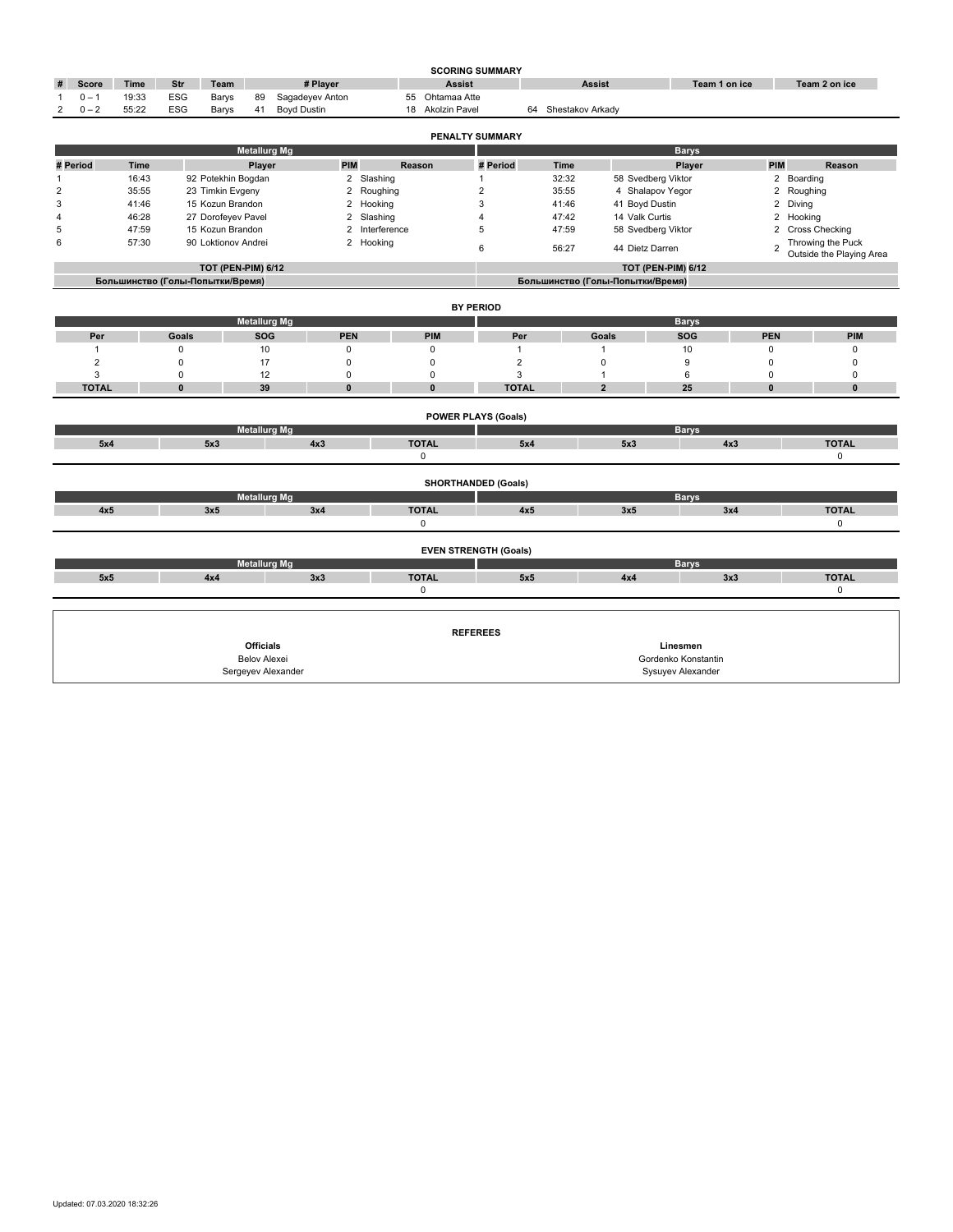## SCORING SUMMARY

| # | Score | Time | Str | Team | # Player | Assist | Assist | Team 1 on ice | Team 2 on ice |
|---|---|---|---|---|---|---|---|---|---|
| 1 | 0 – 1 | 19:33 | ESG | Barys | 89 Sagadeyev Anton | 55 Ohtamaa Atte | | | |
| 2 | 0 – 2 | 55:22 | ESG | Barys | 41 Boyd Dustin | 18 Akolzin Pavel | 64 Shestakov Arkady | | |

## PENALTY SUMMARY

| Metallurg Mg | | | | | Barys | | | | |
|---|---|---|---|---|---|---|---|---|---|
| # Period | Time | Player | PIM | Reason | # Period | Time | Player | PIM | Reason |
| 1 | 16:43 | 92 Potekhin Bogdan | 2 | Slashing | 1 | 32:32 | 58 Svedberg Viktor | 2 | Boarding |
| 2 | 35:55 | 23 Timkin Evgeny | 2 | Roughing | 2 | 35:55 | 4 Shalapov Yegor | 2 | Roughing |
| 3 | 41:46 | 15 Kozun Brandon | 2 | Hooking | 3 | 41:46 | 41 Boyd Dustin | 2 | Diving |
| 4 | 46:28 | 27 Dorofeyev Pavel | 2 | Slashing | 4 | 47:42 | 14 Valk Curtis | 2 | Hooking |
| 5 | 47:59 | 15 Kozun Brandon | 2 | Interference | 5 | 47:59 | 58 Svedberg Viktor | 2 | Cross Checking |
| 6 | 57:30 | 90 Loktionov Andrei | 2 | Hooking | 6 | 56:27 | 44 Dietz Darren | 2 | Throwing the Puck Outside the Playing Area |
| TOT (PEN-PIM) 6/12 | | | | | TOT (PEN-PIM) 6/12 | | | | |
| Большинство (Голы-Попытки/Время) | | | | | Большинство (Голы-Попытки/Время) | | | | |

## BY PERIOD

| Metallurg Mg | | | | | Barys | | | | |
|---|---|---|---|---|---|---|---|---|---|
| Per | Goals | SOG | PEN | PIM | Per | Goals | SOG | PEN | PIM |
| 1 | 0 | 10 | 0 | 0 | 1 | 1 | 10 | 0 | 0 |
| 2 | 0 | 17 | 0 | 0 | 2 | 0 | 9 | 0 | 0 |
| 3 | 0 | 12 | 0 | 0 | 3 | 1 | 6 | 0 | 0 |
| **TOTAL** | **0** | **39** | **0** | **0** | **TOTAL** | **2** | **25** | **0** | **0** |

## POWER PLAYS (Goals)

| Metallurg Mg | | | | Barys | | | |
|---|---|---|---|---|---|---|---|
| 5x4 | 5x3 | 4x3 | TOTAL | 5x4 | 5x3 | 4x3 | TOTAL |
| | | | 0 | | | | 0 |

## SHORTHANDED (Goals)

| Metallurg Mg | | | | Barys | | | |
|---|---|---|---|---|---|---|---|
| 4x5 | 3x5 | 3x4 | TOTAL | 4x5 | 3x5 | 3x4 | TOTAL |
| | | | 0 | | | | 0 |

## EVEN STRENGTH (Goals)

| Metallurg Mg | | | | Barys | | | |
|---|---|---|---|---|---|---|---|
| 5x5 | 4x4 | 3x3 | TOTAL | 5x5 | 4x4 | 3x3 | TOTAL |
| | | | 0 | | | | 0 |

## REFEREES

| Officials | Linesmen |
|---|---|
| Belov Alexei | Gordenko Konstantin |
| Sergeyev Alexander | Sysuyev Alexander |

Updated: 07.03.2020 18:32:26